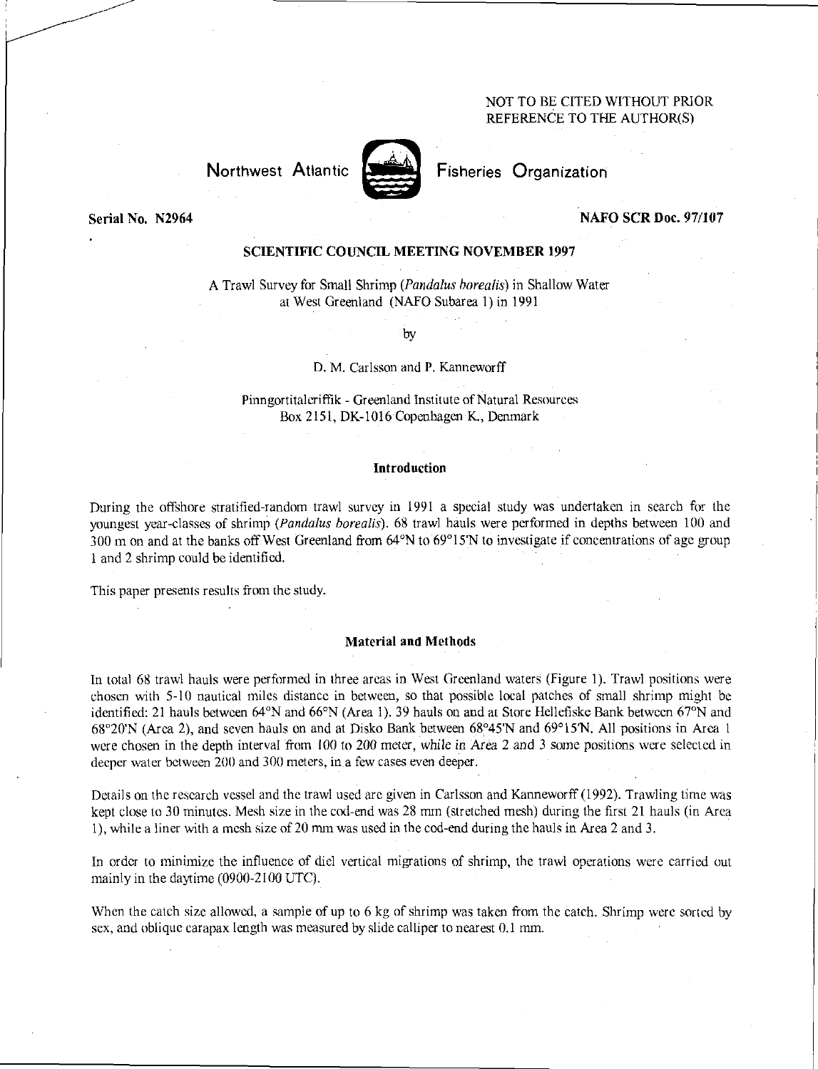NOT TO BE CITED WITHOUT PRIOR REFERENCE TO THE AUTHOR(S)

Northwest Atlantic Fisheries Organization

**Serial No. N2964** **NAFO SCR Doc. 97/107**

**SCIENTIFIC COUNCIL MEETING NOVEMBER 1997**

A Trawl Survey for Small Shrimp (*Pandalus borealis*) in Shallow Water at West Greenland (NAFO Subarea 1) in 1991

by

D. M. Carlsson and P. Kanneworff

Pinngortitaleriffik - Greenland Institute of Natural Resources
Box 2151, DK-1016 Copenhagen K., Denmark

## Introduction

During the offshore stratified-random trawl survey in 1991 a special study was undertaken in search for the youngest year-classes of shrimp (*Pandalus borealis*). 68 trawl hauls were performed in depths between 100 and 300 m on and at the banks off West Greenland from 64°N to 69°15'N to investigate if concentrations of age group 1 and 2 shrimp could be identified.

This paper presents results from the study.

## Material and Methods

In total 68 trawl hauls were performed in three areas in West Greenland waters (Figure 1). Trawl positions were chosen with 5-10 nautical miles distance in between, so that possible local patches of small shrimp might be identified: 21 hauls between 64°N and 66°N (Area 1). 39 hauls on and at Store Hellefiske Bank between 67°N and 68°20'N (Area 2), and seven hauls on and at Disko Bank between 68°45'N and 69°15'N. All positions in Area 1 were chosen in the depth interval from 100 to 200 meter, while in Area 2 and 3 some positions were selected in deeper water between 200 and 300 meters, in a few cases even deeper.

Details on the research vessel and the trawl used are given in Carlsson and Kanneworff (1992). Trawling time was kept close to 30 minutes. Mesh size in the cod-end was 28 mm (stretched mesh) during the first 21 hauls (in Area 1), while a liner with a mesh size of 20 mm was used in the cod-end during the hauls in Area 2 and 3.

In order to minimize the influence of diel vertical migrations of shrimp, the trawl operations were carried out mainly in the daytime (0900-2100 UTC).

When the catch size allowed, a sample of up to 6 kg of shrimp was taken from the catch. Shrimp were sorted by sex, and oblique carapax length was measured by slide calliper to nearest 0.1 mm.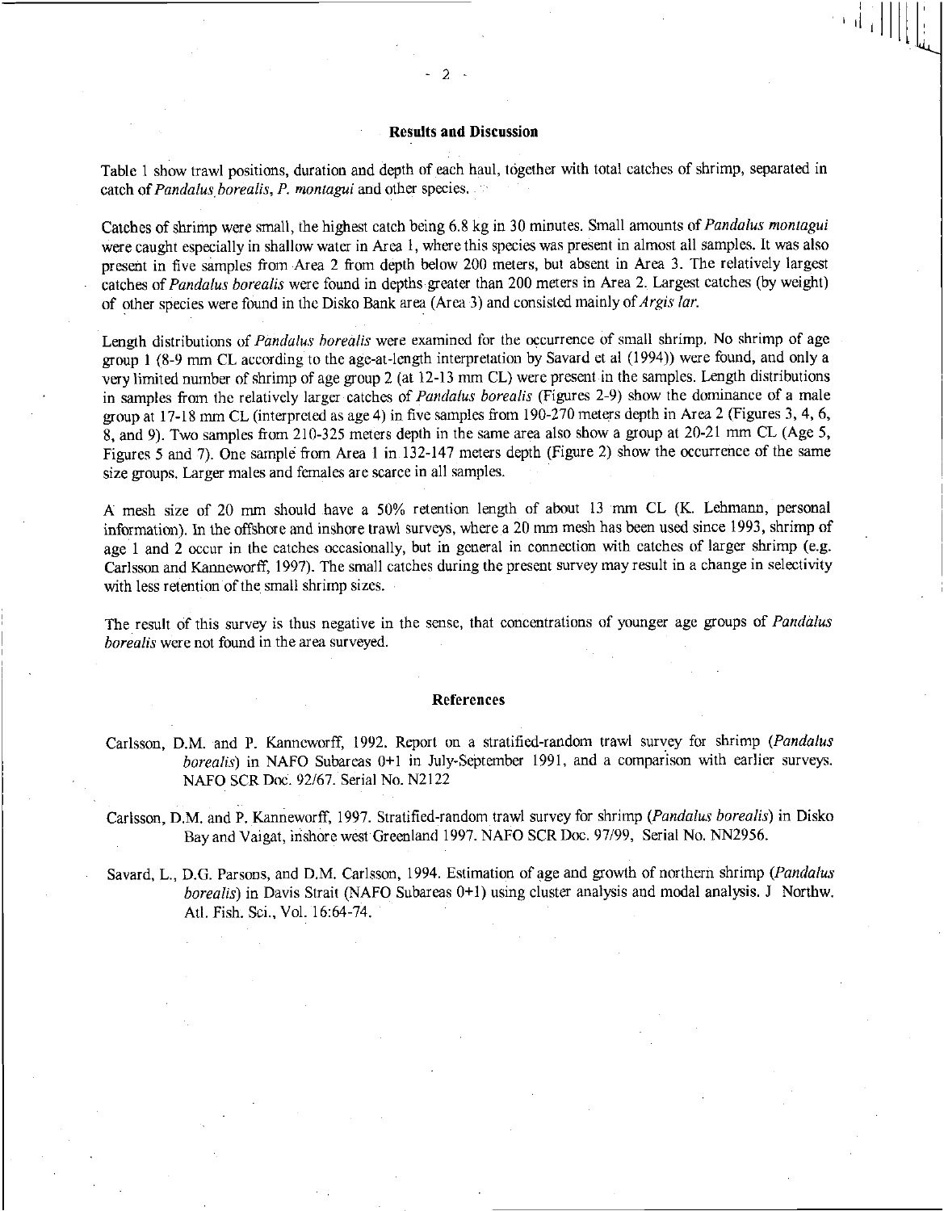## Results and Discussion

Table 1 show trawl positions, duration and depth of each haul, together with total catches of shrimp, separated in catch of *Pandalus borealis*, *P. montagui* and other species.

Catches of shrimp were small, the highest catch being 6.8 kg in 30 minutes. Small amounts of *Pandalus montagui* were caught especially in shallow water in Area 1, where this species was present in almost all samples. It was also present in five samples from Area 2 from depth below 200 meters, but absent in Area 3. The relatively largest catches of *Pandalus borealis* were found in depths greater than 200 meters in Area 2. Largest catches (by weight) of other species were found in the Disko Bank area (Area 3) and consisted mainly of *Argis lar*.

Length distributions of *Pandalus borealis* were examined for the occurrence of small shrimp. No shrimp of age group 1 (8-9 mm CL according to the age-at-length interpretation by Savard et al (1994)) were found, and only a very limited number of shrimp of age group 2 (at 12-13 mm CL) were present in the samples. Length distributions in samples from the relatively larger catches of *Pandalus borealis* (Figures 2-9) show the dominance of a male group at 17-18 mm CL (interpreted as age 4) in five samples from 190-270 meters depth in Area 2 (Figures 3, 4, 6, 8, and 9). Two samples from 210-325 meters depth in the same area also show a group at 20-21 mm CL (Age 5, Figures 5 and 7). One sample from Area 1 in 132-147 meters depth (Figure 2) show the occurrence of the same size groups. Larger males and females are scarce in all samples.

A mesh size of 20 mm should have a 50% retention length of about 13 mm CL (K. Lehmann, personal information). In the offshore and inshore trawl surveys, where a 20 mm mesh has been used since 1993, shrimp of age 1 and 2 occur in the catches occasionally, but in general in connection with catches of larger shrimp (e.g. Carlsson and Kanneworff, 1997). The small catches during the present survey may result in a change in selectivity with less retention of the small shrimp sizes.

The result of this survey is thus negative in the sense, that concentrations of younger age groups of *Pandalus borealis* were not found in the area surveyed.

## References

Carlsson, D.M. and P. Kanneworff, 1992. Report on a stratified-random trawl survey for shrimp (*Pandalus borealis*) in NAFO Subareas 0+1 in July-September 1991, and a comparison with earlier surveys. NAFO SCR Doc. 92/67. Serial No. N2122

Carlsson, D.M. and P. Kanneworff, 1997. Stratified-random trawl survey for shrimp (*Pandalus borealis*) in Disko Bay and Vaigat, inshore west Greenland 1997. NAFO SCR Doc. 97/99, Serial No. NN2956.

Savard, L., D.G. Parsons, and D.M. Carlsson, 1994. Estimation of age and growth of northern shrimp (*Pandalus borealis*) in Davis Strait (NAFO Subareas 0+1) using cluster analysis and modal analysis. J Northw. Atl. Fish. Sci., Vol. 16:64-74.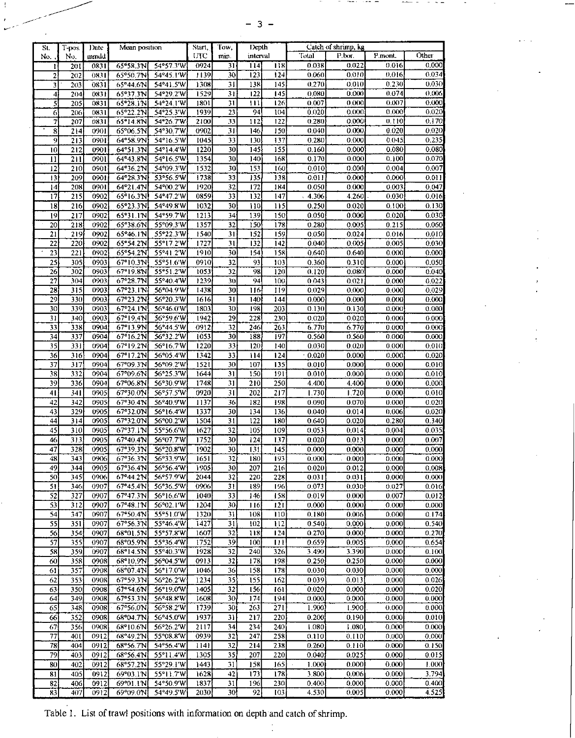| St. No. | T-pos. No. | Date mmdd | Mean position | | Start, UTC | Tow, min. | Depth interval | | Catch of shrimp, kg | | | |
|---|---|---|---|---|---|---|---|---|---|---|---|---|
| | | | | | | | | | Total | P.bor. | P.mont. | Other |
| 1 | 201 | 0831 | 65°58.3'N | 54°57.3'W | 0924 | 31 | 114 | 118 | 0.038 | 0.022 | 0.016 | 0.000 |
| 2 | 202 | 0831 | 65°50.7'N | 54°45.1'W | 1139 | 30 | 123 | 124 | 0.060 | 0.010 | 0.016 | 0.034 |
| 3 | 203 | 0831 | 65°44.6'N | 54°41.5'W | 1308 | 31 | 138 | 145 | 0.270 | 0.010 | 0.230 | 0.030 |
| 4 | 204 | 0831 | 65°37.3'N | 54°29.2'W | 1529 | 31 | 122 | 145 | 0.080 | 0.000 | 0.074 | 0.006 |
| 5 | 205 | 0831 | 65°28.1'N | 54°24.1'W | 1801 | 31 | 111 | 126 | 0.007 | 0.000 | 0.007 | 0.000 |
| 6 | 206 | 0831 | 65°22.2'N | 54°25.3'W | 1939 | 23 | 94 | 104 | 0.020 | 0.000 | 0.000 | 0.020 |
| 7 | 207 | 0831 | 65°14.8'N | 54°26.7'W | 2100 | 33 | 112 | 122 | 0.280 | 0.000 | 0.110 | 0.170 |
| 8 | 214 | 0901 | 65°06.5'N | 54°30.7'W | 0902 | 31 | 146 | 150 | 0.040 | 0.000 | 0.020 | 0.020 |
| 9 | 213 | 0901 | 64°58.9'N | 54°16.5'W | 1045 | 33 | 130 | 137 | 0.280 | 0.000 | 0.045 | 0.235 |
| 10 | 212 | 0901 | 64°51.3'N | 54°14.4'W | 1220 | 30 | 145 | 155 | 0.160 | 0.000 | 0.080 | 0.080 |
| 11 | 211 | 0901 | 64°43.8'N | 54°16.5'W | 1354 | 30 | 140 | 168 | 0.170 | 0.000 | 0.100 | 0.070 |
| 12 | 210 | 0901 | 64°36.2'N | 54°09.3'W | 1532 | 30 | 153 | 160 | 0.010 | 0.000 | 0.004 | 0.007 |
| 13 | 209 | 0901 | 64°28.3'N | 53°56.5'W | 1738 | 33 | 135 | 138 | 0.011 | 0.000 | 0.000 | 0.011 |
| 14 | 208 | 0901 | 64°21.4'N | 54°00.2'W | 1920 | 32 | 172 | 184 | 0.050 | 0.000 | 0.003 | 0.047 |
| 17 | 215 | 0902 | 65°16.3'N | 54°47.2'W | 0859 | 33 | 132 | 147 | 4.306 | 4.260 | 0.030 | 0.016 |
| 18 | 216 | 0902 | 65°23.3'N | 54°49.8'W | 1032 | 30 | 110 | 115 | 0.250 | 0.020 | 0.100 | 0.130 |
| 19 | 217 | 0902 | 65°31.1'N | 54°59.7'W | 1213 | 34 | 139 | 150 | 0.050 | 0.000 | 0.020 | 0.030 |
| 20 | 218 | 0902 | 65°38.6'N | 55°09.3'W | 1357 | 32 | 150 | 178 | 0.280 | 0.005 | 0.215 | 0.060 |
| 21 | 219 | 0902 | 65°46.1'N | 55°22.3'W | 1540 | 31 | 152 | 159 | 0.050 | 0.024 | 0.016 | 0.010 |
| 22 | 220 | 0902 | 65°54.2'N | 55°17.2'W | 1727 | 31 | 132 | 142 | 0.040 | 0.005 | 0.005 | 0.030 |
| 23 | 221 | 0902 | 65°54.2'N | 55°41.2'W | 1910 | 30 | 154 | 158 | 0.640 | 0.640 | 0.000 | 0.000 |
| 25 | 305 | 0903 | 67°10.3'N | 55°51.6'W | 0910 | 32 | 93 | 103 | 0.360 | 0.310 | 0.000 | 0.050 |
| 26 | 302 | 0903 | 67°19.8'N | 55°51.2'W | 1053 | 32 | 98 | 120 | 0.120 | 0.080 | 0.000 | 0.040 |
| 27 | 304 | 0903 | 67°28.7'N | 55°40.4'W | 1239 | 30 | 94 | 100 | 0.043 | 0.021 | 0.000 | 0.022 |
| 28 | 315 | 0903 | 67°23.1'N | 56°04.9'W | 1438 | 30 | 116 | 119 | 0.029 | 0.000 | 0.000 | 0.029 |
| 29 | 330 | 0903 | 67°23.2'N | 56°20.3'W | 1616 | 31 | 140 | 144 | 0.000 | 0.000 | 0.000 | 0.000 |
| 30 | 339 | 0903 | 67°24.1'N | 56°46.0'W | 1803 | 30 | 198 | 203 | 0.130 | 0.130 | 0.000 | 0.000 |
| 31 | 340 | 0903 | 67°19.4'N | 56°59.6'W | 1942 | 29 | 228 | 230 | 0.020 | 0.020 | 0.000 | 0.000 |
| 33 | 338 | 0904 | 67°13.9'N | 56°44.5'W | 0912 | 32 | 246 | 263 | 6.770 | 6.770 | 0.000 | 0.000 |
| 34 | 337 | 0904 | 67°16.2'N | 56°32.2'W | 1053 | 30 | 188 | 197 | 0.560 | 0.560 | 0.000 | 0.000 |
| 35 | 331 | 0904 | 67°19.2'N | 56°16.7'W | 1220 | 33 | 120 | 140 | 0.030 | 0.020 | 0.000 | 0.010 |
| 36 | 316 | 0904 | 67°17.2'N | 56°05.4'W | 1342 | 33 | 114 | 124 | 0.020 | 0.000 | 0.000 | 0.020 |
| 37 | 317 | 0904 | 67°09.3'N | 56°09.2'W | 1521 | 30 | 107 | 135 | 0.010 | 0.000 | 0.000 | 0.010 |
| 38 | 332 | 0904 | 67°09.6'N | 56°25.3'W | 1644 | 31 | 150 | 191 | 0.010 | 0.000 | 0.000 | 0.010 |
| 39 | 336 | 0904 | 67°06.8'N | 56°30.9'W | 1748 | 31 | 210 | 250 | 4.400 | 4.400 | 0.000 | 0.000 |
| 41 | 341 | 0905 | 67°30.0'N | 56°57.5'W | 0920 | 31 | 202 | 217 | 1.730 | 1.720 | 0.000 | 0.010 |
| 42 | 342 | 0905 | 67°30.4'N | 56°40.9'W | 1137 | 36 | 182 | 198 | 0.090 | 0.070 | 0.000 | 0.020 |
| 43 | 329 | 0905 | 67°32.0'N | 56°16.4'W | 1337 | 30 | 134 | 136 | 0.040 | 0.014 | 0.006 | 0.020 |
| 44 | 314 | 0905 | 67°32.0'N | 56°00.2'W | 1504 | 31 | 122 | 180 | 0.640 | 0.020 | 0.280 | 0.340 |
| 45 | 310 | 0905 | 67°37.1'N | 55°56.6'W | 1627 | 32 | 105 | 109 | 0.053 | 0.014 | 0.004 | 0.035 |
| 46 | 313 | 0905 | 67°40.4'N | 56°07.7'W | 1752 | 30 | 124 | 137 | 0.020 | 0.013 | 0.000 | 0.007 |
| 47 | 328 | 0905 | 67°39.3'N | 56°20.8'W | 1902 | 30 | 131 | 145 | 0.000 | 0.000 | 0.000 | 0.000 |
| 48 | 343 | 0906 | 67°36.3'N | 56°33.9'W | 1651 | 32 | 180 | 193 | 0.000 | 0.000 | 0.000 | 0.000 |
| 49 | 344 | 0905 | 67°36.4'N | 56°56.4'W | 1905 | 30 | 207 | 216 | 0.020 | 0.012 | 0.000 | 0.008 |
| 50 | 345 | 0906 | 67°44.2'N | 56°57.9'W | 2044 | 32 | 220 | 228 | 0.031 | 0.031 | 0.000 | 0.000 |
| 51 | 346 | 0907 | 67°45.4'N | 56°36.5'W | 0906 | 31 | 189 | 196 | 0.073 | 0.030 | 0.027 | 0.016 |
| 52 | 327 | 0907 | 67°47.3'N | 56°16.6'W | 1040 | 33 | 146 | 158 | 0.019 | 0.000 | 0.007 | 0.012 |
| 53 | 312 | 0907 | 67°48.1'N | 56°02.1'W | 1204 | 30 | 116 | 121 | 0.000 | 0.000 | 0.000 | 0.000 |
| 54 | 347 | 0907 | 67°50.4'N | 55°51.0'W | 1320 | 31 | 108 | 110 | 0.180 | 0.006 | 0.000 | 0.174 |
| 55 | 351 | 0907 | 67°56.3'N | 55°46.4'W | 1427 | 31 | 102 | 112 | 0.540 | 0.000 | 0.000 | 0.540 |
| 56 | 354 | 0907 | 68°01.5'N | 55°57.8'W | 1607 | 32 | 118 | 124 | 0.270 | 0.000 | 0.000 | 0.270 |
| 57 | 355 | 0907 | 68°05.9'N | 55°36.4'W | 1752 | 39 | 100 | 111 | 0.659 | 0.005 | 0.000 | 0.654 |
| 58 | 359 | 0907 | 68°14.5'N | 55°40.3'W | 1928 | 32 | 240 | 326 | 3.490 | 3.390 | 0.000 | 0.100 |
| 60 | 358 | 0908 | 68°10.9'N | 56°04.5'W | 0913 | 32 | 178 | 198 | 0.250 | 0.250 | 0.000 | 0.000 |
| 61 | 357 | 0908 | 68°07.4'N | 56°17.0'W | 1046 | 36 | 158 | 178 | 0.030 | 0.030 | 0.000 | 0.000 |
| 62 | 353 | 0908 | 67°59.3'N | 56°26.2'W | 1234 | 35 | 155 | 162 | 0.039 | 0.013 | 0.000 | 0.026 |
| 63 | 350 | 0908 | 67°54.6'N | 56°19.0'W | 1405 | 32 | 156 | 161 | 0.020 | 0.000 | 0.000 | 0.020 |
| 64 | 349 | 0908 | 67°53.3'N | 56°48.8'W | 1608 | 30 | 174 | 194 | 0.000 | 0.000 | 0.000 | 0.000 |
| 65 | 348 | 0908 | 67°56.0'N | 56°58.2'W | 1739 | 30 | 263 | 271 | 1.900 | 1.900 | 0.000 | 0.000 |
| 66 | 352 | 0908 | 68°04.7'N | 56°45.0'W | 1937 | 31 | 217 | 220 | 0.200 | 0.190 | 0.000 | 0.010 |
| 67 | 356 | 0908 | 68°10.6'N | 56°26.2'W | 2117 | 34 | 234 | 240 | 1.080 | 1.080 | 0.000 | 0.000 |
| 77 | 401 | 0912 | 68°49.2'N | 55°08.8'W | 0939 | 32 | 247 | 258 | 0.110 | 0.110 | 0.000 | 0.000 |
| 78 | 404 | 0912 | 68°56.7'N | 54°56.4'W | 1141 | 32 | 214 | 238 | 0.260 | 0.110 | 0.000 | 0.150 |
| 79 | 403 | 0912 | 68°56.4'N | 55°11.4'W | 1305 | 35 | 207 | 220 | 0.040 | 0.025 | 0.000 | 0.015 |
| 80 | 402 | 0912 | 68°57.2'N | 55°29.1'W | 1443 | 31 | 158 | 165 | 1.000 | 0.000 | 0.000 | 1.000 |
| 81 | 405 | 0912 | 69°03.1'N | 55°11.7'W | 1628 | 42 | 173 | 178 | 3.800 | 0.006 | 0.000 | 3.794 |
| 82 | 406 | 0912 | 69°01.1'N | 54°50.9'W | 1837 | 31 | 196 | 230 | 0.400 | 0.000 | 0.000 | 0.400 |
| 83 | 407 | 0912 | 69°09.0'N | 54°49.5'W | 2030 | 30 | 92 | 103 | 4.530 | 0.005 | 0.000 | 4.525 |

Table 1. List of trawl positions with information on depth and catch of shrimp.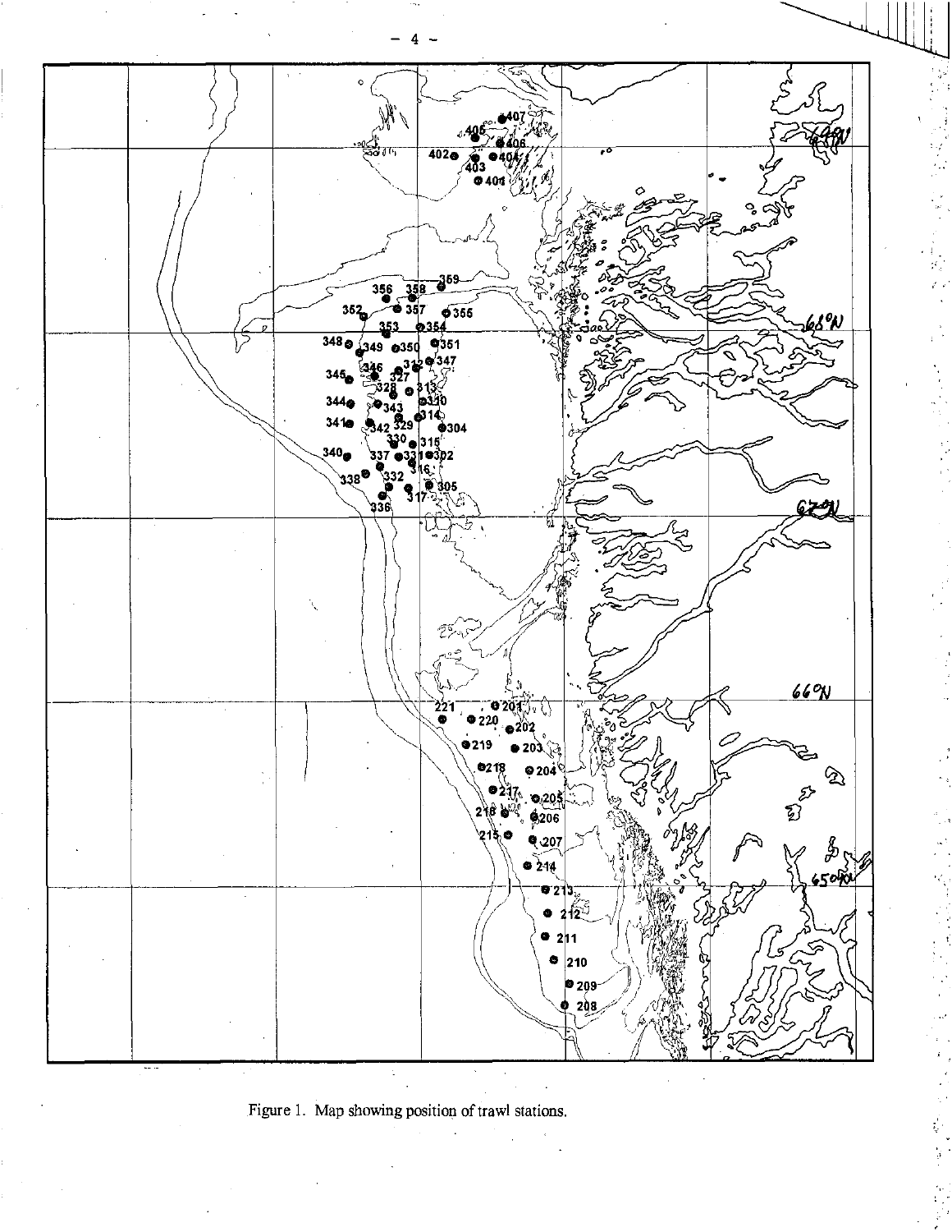Figure 1. Map showing position of trawl stations.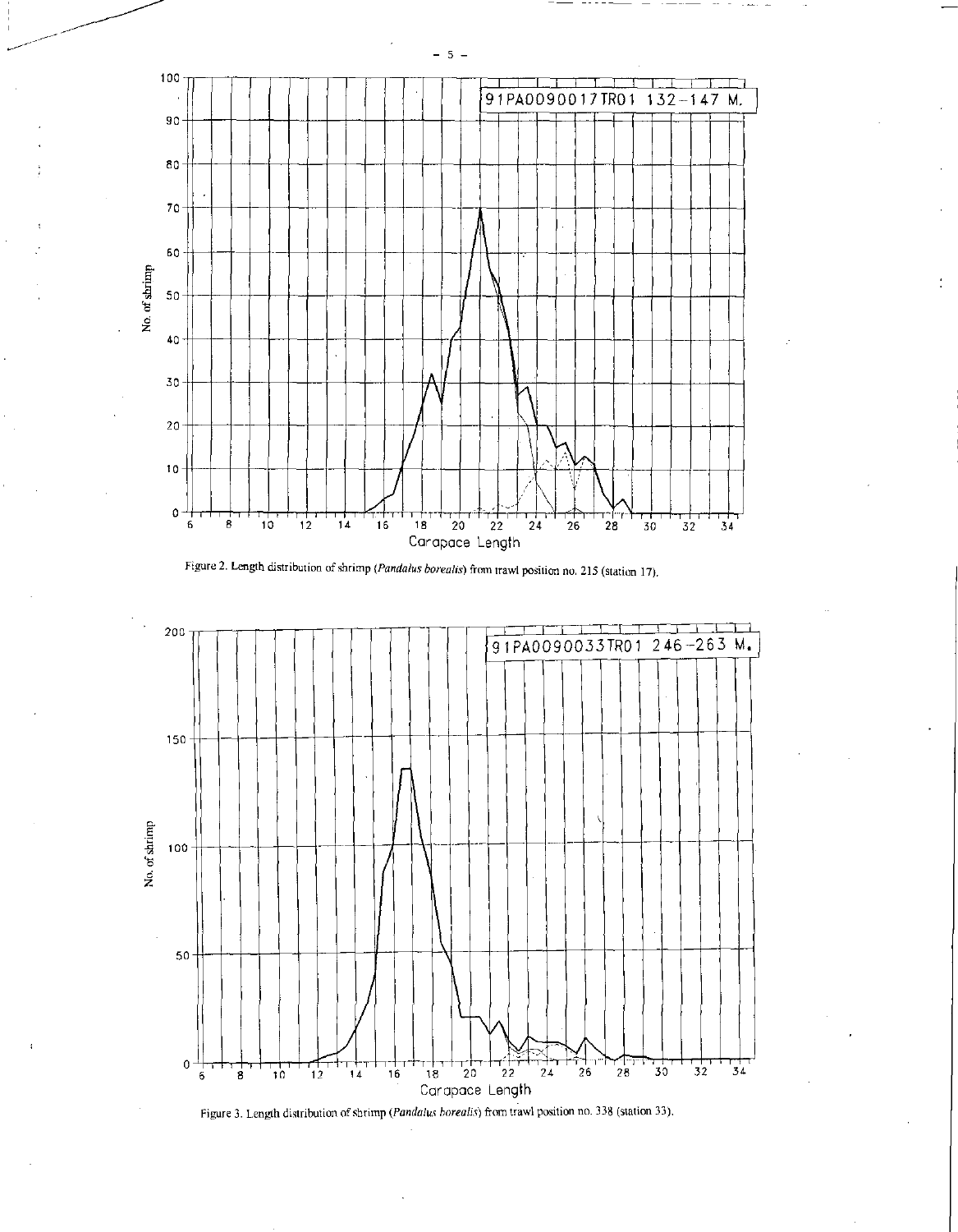Figure 2. Length distribution of shrimp (*Pandalus borealis*) from trawl position no. 215 (station 17).

Figure 3. Length distribution of shrimp (*Pandalus borealis*) from trawl position no. 338 (station 33).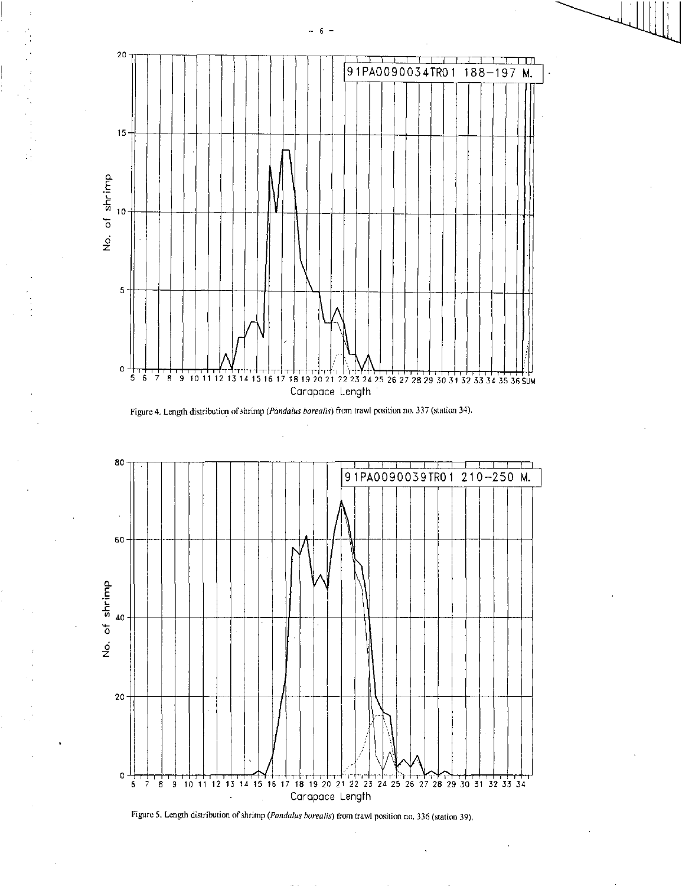Figure 4. Length distribution of shrimp (*Pandalus borealis*) from trawl position no. 337 (station 34).

Figure 5. Length distribution of shrimp (*Pandalus borealis*) from trawl position no. 336 (station 39).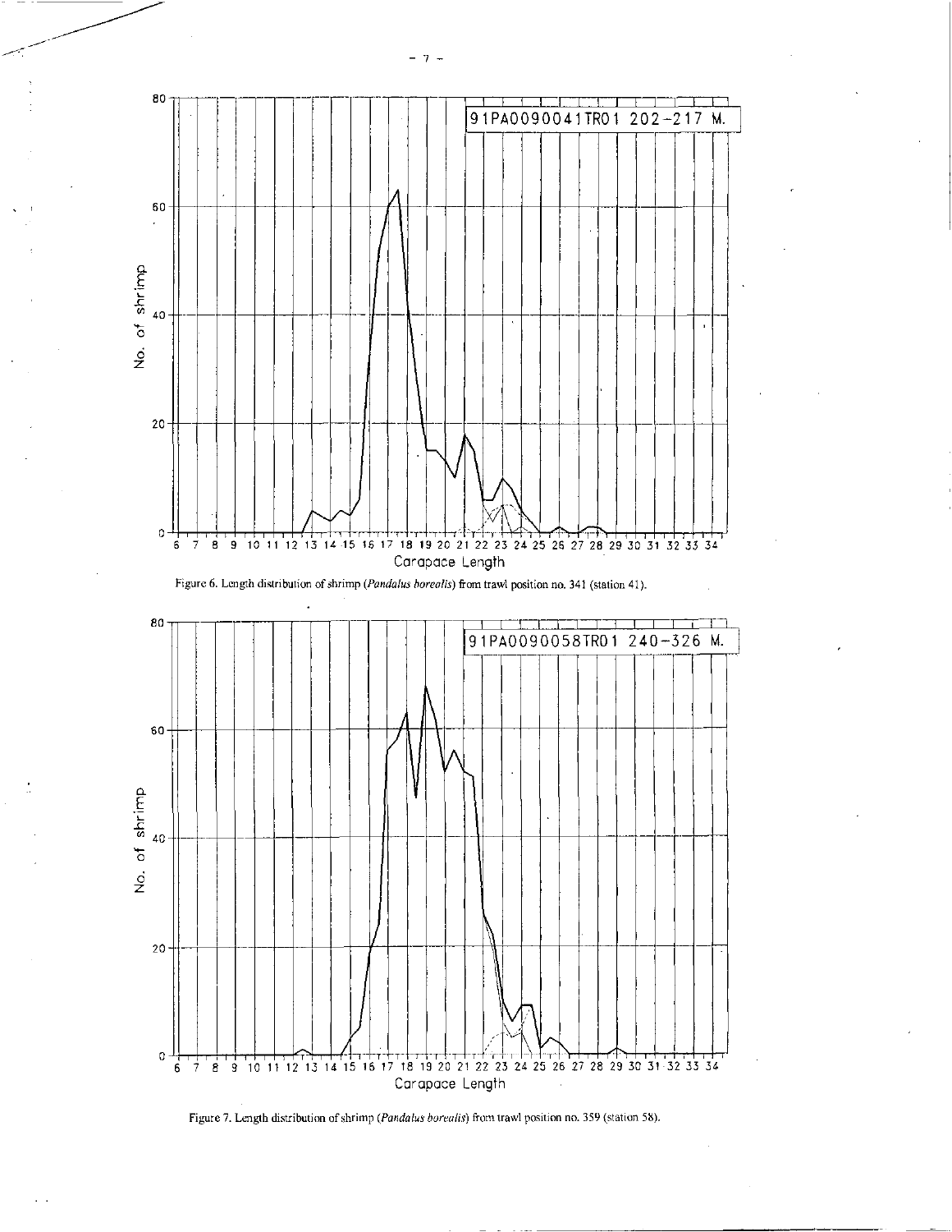Figure 6. Length distribution of shrimp (*Pandalus borealis*) from trawl position no. 341 (station 41).

Figure 7. Length distribution of shrimp (*Pandalus borealis*) from trawl position no. 359 (station 58).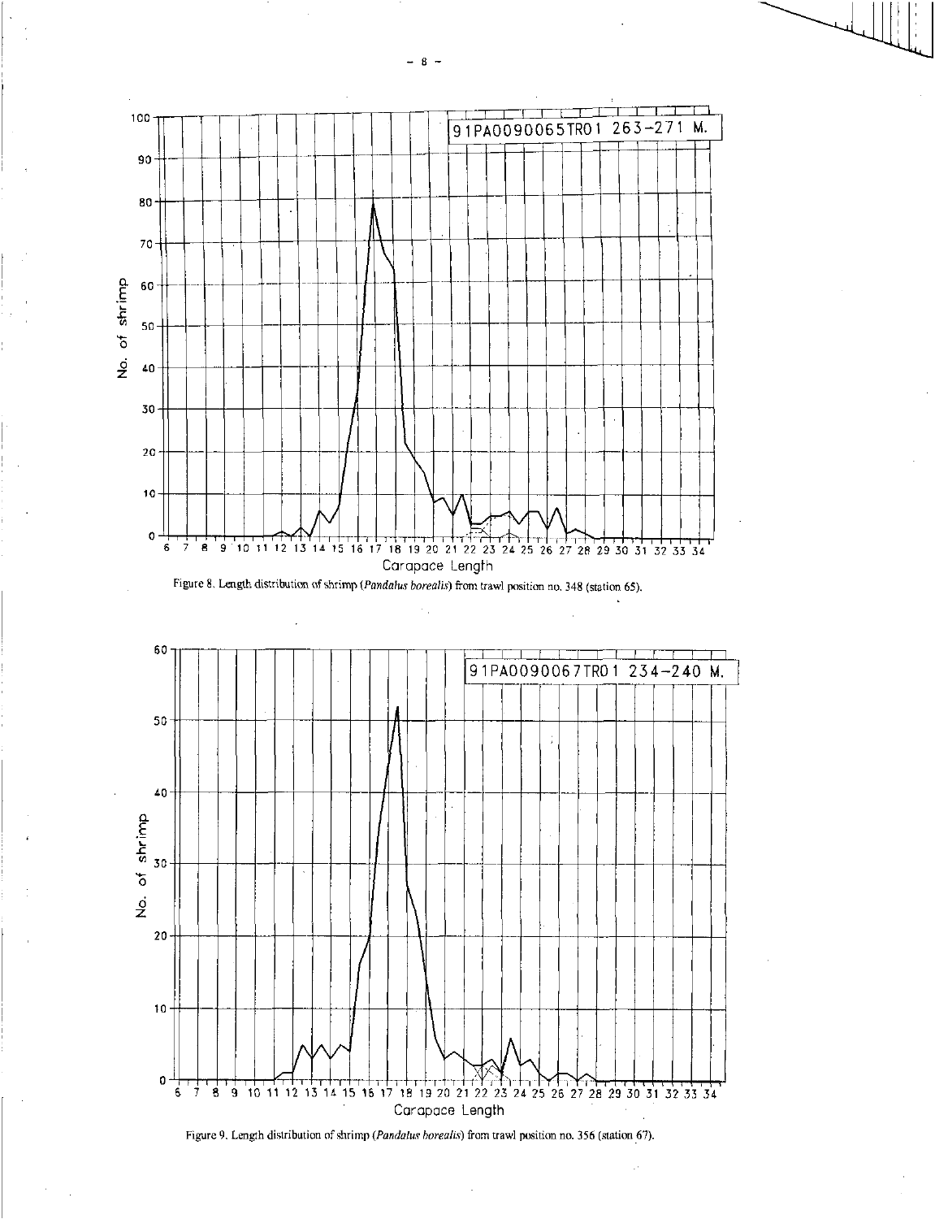91PA0090065TR01 263-271 M.

No. of shrimp

0 10 20 30 40 50 60 70 80 90 100

6 7 8 9 10 11 12 13 14 15 16 17 18 19 20 21 22 23 24 25 26 27 28 29 30 31 32 33 34

Carapace Length

Figure 8. Length distribution of shrimp (*Pandalus borealis*) from trawl position no. 348 (station 65).

91PA0090067TR01 234-240 M.

No. of shrimp

0 10 20 30 40 50 60

6 7 8 9 10 11 12 13 14 15 16 17 18 19 20 21 22 23 24 25 26 27 28 29 30 31 32 33 34

Carapace Length

Figure 9. Length distribution of shrimp (*Pandalus borealis*) from trawl position no. 356 (station 67).